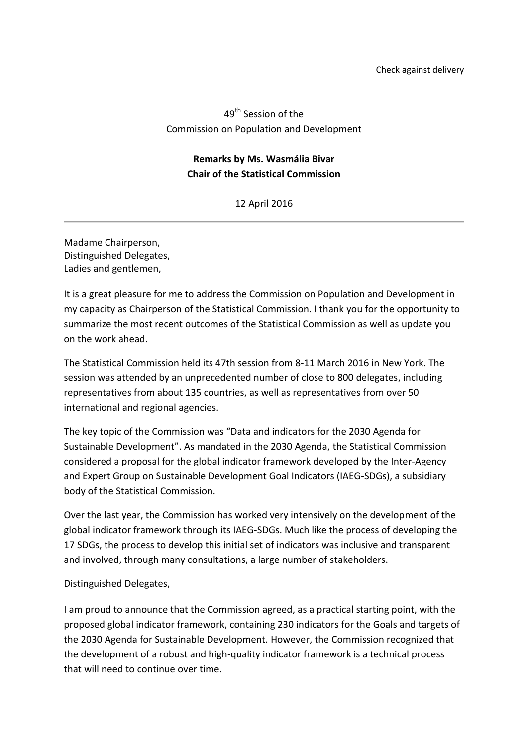Check against delivery

49th Session of the
Commission on Population and Development

**Remarks by Ms. Wasmália Bivar**
**Chair of the Statistical Commission**

12 April 2016

---

Madame Chairperson,
Distinguished Delegates,
Ladies and gentlemen,

It is a great pleasure for me to address the Commission on Population and Development in my capacity as Chairperson of the Statistical Commission. I thank you for the opportunity to summarize the most recent outcomes of the Statistical Commission as well as update you on the work ahead.

The Statistical Commission held its 47th session from 8-11 March 2016 in New York. The session was attended by an unprecedented number of close to 800 delegates, including representatives from about 135 countries, as well as representatives from over 50 international and regional agencies.

The key topic of the Commission was "Data and indicators for the 2030 Agenda for Sustainable Development". As mandated in the 2030 Agenda, the Statistical Commission considered a proposal for the global indicator framework developed by the Inter-Agency and Expert Group on Sustainable Development Goal Indicators (IAEG-SDGs), a subsidiary body of the Statistical Commission.

Over the last year, the Commission has worked very intensively on the development of the global indicator framework through its IAEG-SDGs. Much like the process of developing the 17 SDGs, the process to develop this initial set of indicators was inclusive and transparent and involved, through many consultations, a large number of stakeholders.

Distinguished Delegates,

I am proud to announce that the Commission agreed, as a practical starting point, with the proposed global indicator framework, containing 230 indicators for the Goals and targets of the 2030 Agenda for Sustainable Development. However, the Commission recognized that the development of a robust and high-quality indicator framework is a technical process that will need to continue over time.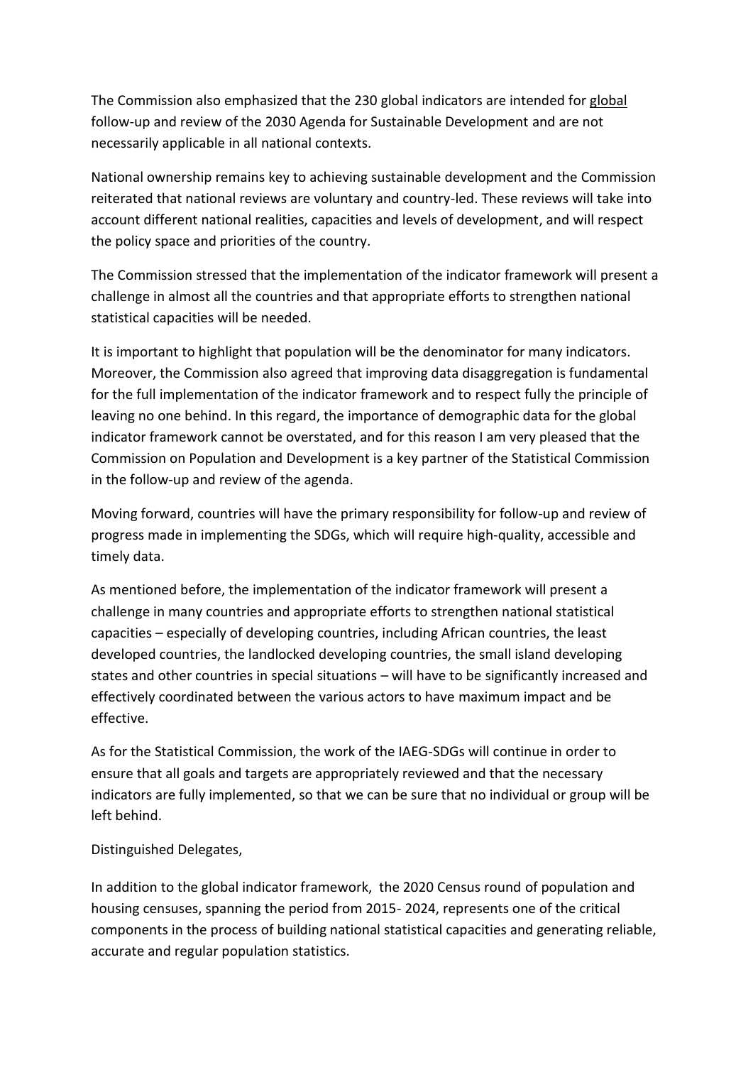The Commission also emphasized that the 230 global indicators are intended for global follow-up and review of the 2030 Agenda for Sustainable Development and are not necessarily applicable in all national contexts.

National ownership remains key to achieving sustainable development and the Commission reiterated that national reviews are voluntary and country-led. These reviews will take into account different national realities, capacities and levels of development, and will respect the policy space and priorities of the country.

The Commission stressed that the implementation of the indicator framework will present a challenge in almost all the countries and that appropriate efforts to strengthen national statistical capacities will be needed.

It is important to highlight that population will be the denominator for many indicators. Moreover, the Commission also agreed that improving data disaggregation is fundamental for the full implementation of the indicator framework and to respect fully the principle of leaving no one behind. In this regard, the importance of demographic data for the global indicator framework cannot be overstated, and for this reason I am very pleased that the Commission on Population and Development is a key partner of the Statistical Commission in the follow-up and review of the agenda.

Moving forward, countries will have the primary responsibility for follow-up and review of progress made in implementing the SDGs, which will require high-quality, accessible and timely data.

As mentioned before, the implementation of the indicator framework will present a challenge in many countries and appropriate efforts to strengthen national statistical capacities – especially of developing countries, including African countries, the least developed countries, the landlocked developing countries, the small island developing states and other countries in special situations – will have to be significantly increased and effectively coordinated between the various actors to have maximum impact and be effective.

As for the Statistical Commission, the work of the IAEG-SDGs will continue in order to ensure that all goals and targets are appropriately reviewed and that the necessary indicators are fully implemented, so that we can be sure that no individual or group will be left behind.

Distinguished Delegates,

In addition to the global indicator framework, the 2020 Census round of population and housing censuses, spanning the period from 2015- 2024, represents one of the critical components in the process of building national statistical capacities and generating reliable, accurate and regular population statistics.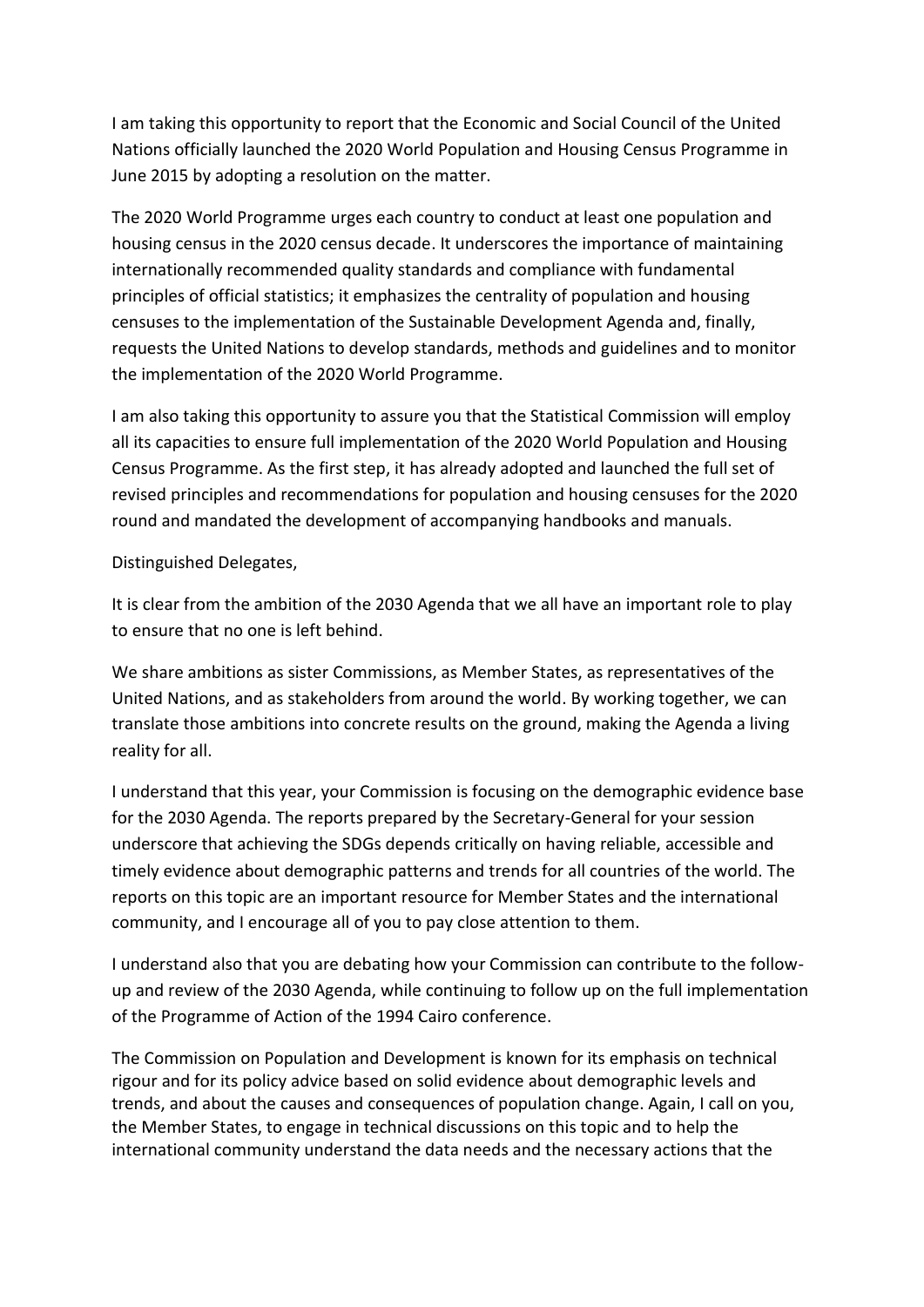I am taking this opportunity to report that the Economic and Social Council of the United Nations officially launched the 2020 World Population and Housing Census Programme in June 2015 by adopting a resolution on the matter.

The 2020 World Programme urges each country to conduct at least one population and housing census in the 2020 census decade. It underscores the importance of maintaining internationally recommended quality standards and compliance with fundamental principles of official statistics; it emphasizes the centrality of population and housing censuses to the implementation of the Sustainable Development Agenda and, finally, requests the United Nations to develop standards, methods and guidelines and to monitor the implementation of the 2020 World Programme.

I am also taking this opportunity to assure you that the Statistical Commission will employ all its capacities to ensure full implementation of the 2020 World Population and Housing Census Programme. As the first step, it has already adopted and launched the full set of revised principles and recommendations for population and housing censuses for the 2020 round and mandated the development of accompanying handbooks and manuals.

Distinguished Delegates,

It is clear from the ambition of the 2030 Agenda that we all have an important role to play to ensure that no one is left behind.

We share ambitions as sister Commissions, as Member States, as representatives of the United Nations, and as stakeholders from around the world. By working together, we can translate those ambitions into concrete results on the ground, making the Agenda a living reality for all.

I understand that this year, your Commission is focusing on the demographic evidence base for the 2030 Agenda. The reports prepared by the Secretary-General for your session underscore that achieving the SDGs depends critically on having reliable, accessible and timely evidence about demographic patterns and trends for all countries of the world. The reports on this topic are an important resource for Member States and the international community, and I encourage all of you to pay close attention to them.

I understand also that you are debating how your Commission can contribute to the follow-up and review of the 2030 Agenda, while continuing to follow up on the full implementation of the Programme of Action of the 1994 Cairo conference.

The Commission on Population and Development is known for its emphasis on technical rigour and for its policy advice based on solid evidence about demographic levels and trends, and about the causes and consequences of population change. Again, I call on you, the Member States, to engage in technical discussions on this topic and to help the international community understand the data needs and the necessary actions that the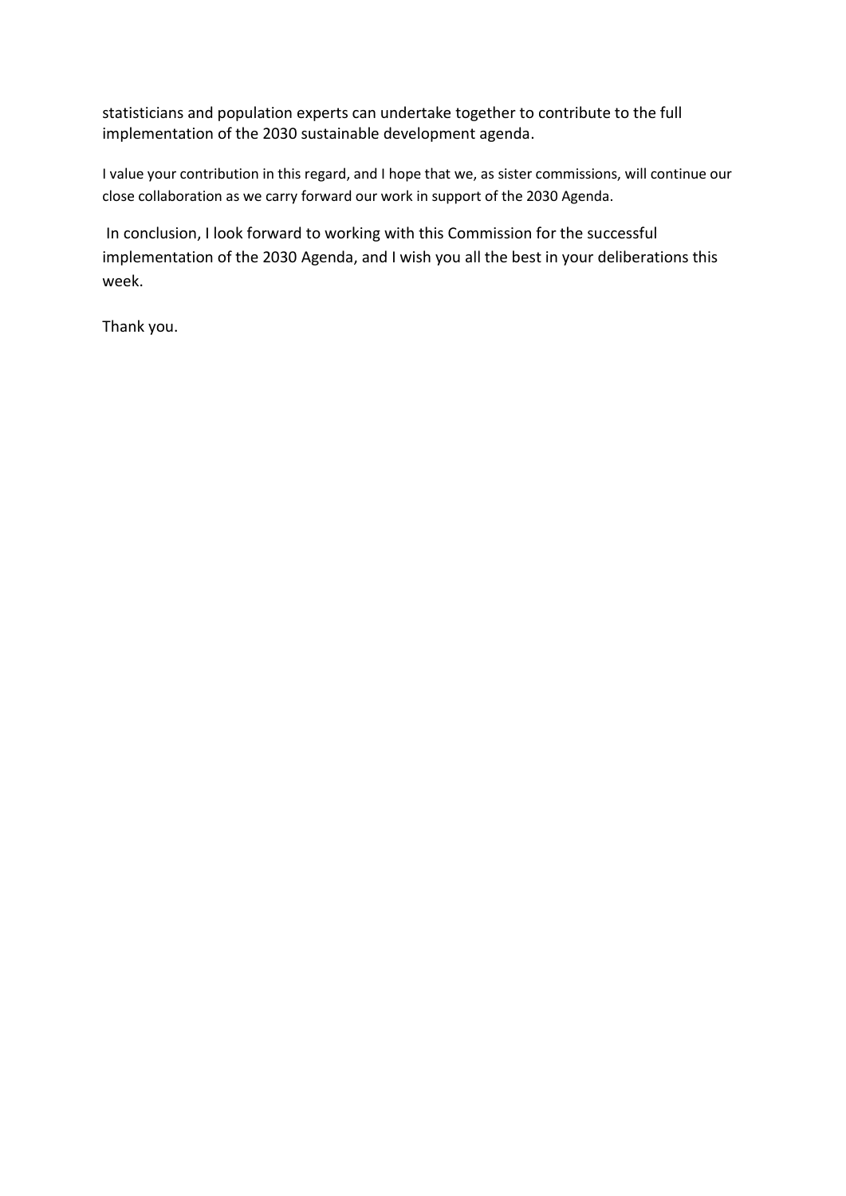statisticians and population experts can undertake together to contribute to the full implementation of the 2030 sustainable development agenda.

I value your contribution in this regard, and I hope that we, as sister commissions, will continue our close collaboration as we carry forward our work in support of the 2030 Agenda.

In conclusion, I look forward to working with this Commission for the successful implementation of the 2030 Agenda, and I wish you all the best in your deliberations this week.

Thank you.